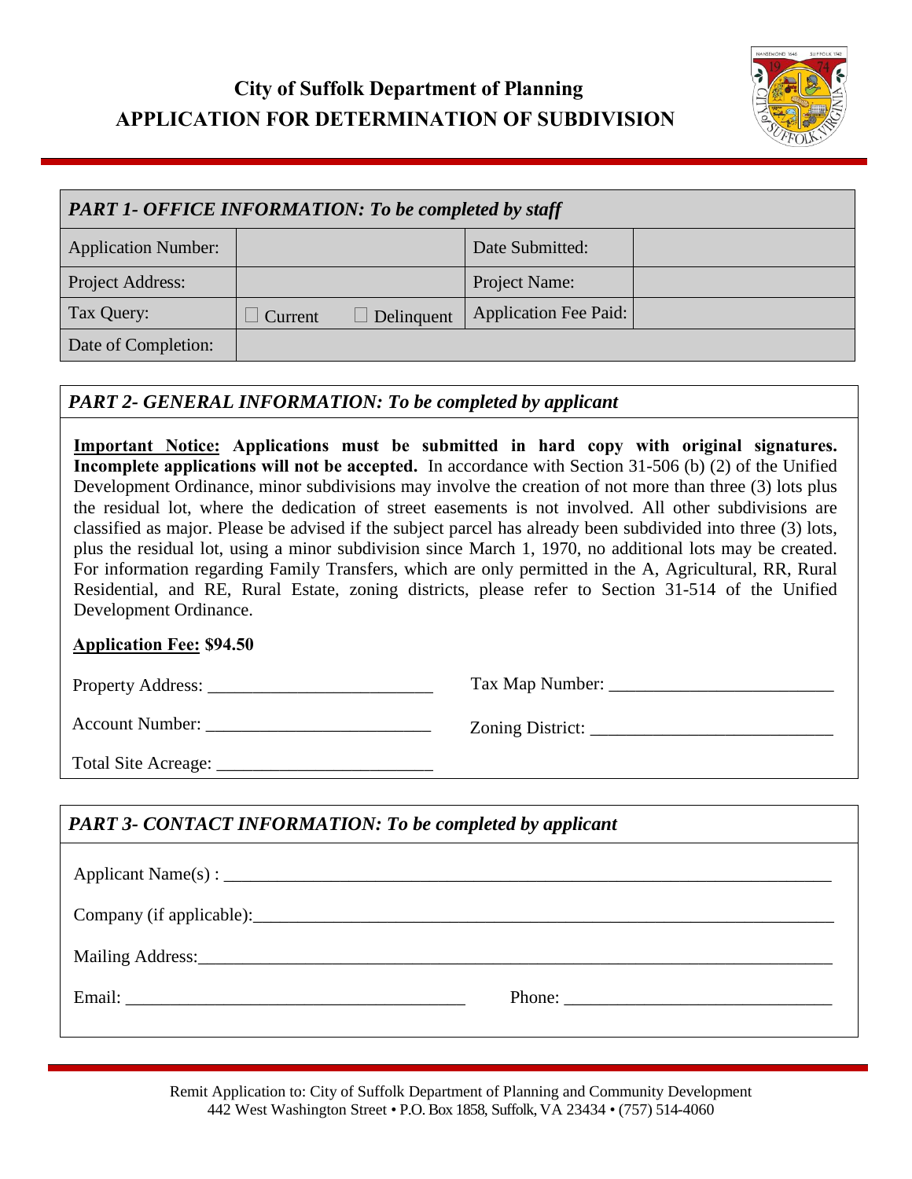# City of Suffolk Department of Planning
# APPLICATION FOR DETERMINATION OF SUBDIVISION

| *PART 1- OFFICE INFORMATION: To be completed by staff* | | | |
|---|---|---|---|
| Application Number: | | Date Submitted: | |
| Project Address: | | Project Name: | |
| Tax Query: | ☐ Current ☐ Delinquent | Application Fee Paid: | |
| Date of Completion: | | | |

## *PART 2- GENERAL INFORMATION: To be completed by applicant*

**Important Notice: Applications must be submitted in hard copy with original signatures. Incomplete applications will not be accepted.** In accordance with Section 31-506 (b) (2) of the Unified Development Ordinance, minor subdivisions may involve the creation of not more than three (3) lots plus the residual lot, where the dedication of street easements is not involved. All other subdivisions are classified as major. Please be advised if the subject parcel has already been subdivided into three (3) lots, plus the residual lot, using a minor subdivision since March 1, 1970, no additional lots may be created. For information regarding Family Transfers, which are only permitted in the A, Agricultural, RR, Rural Residential, and RE, Rural Estate, zoning districts, please refer to Section 31-514 of the Unified Development Ordinance.

**Application Fee: $94.50**

Property Address: ______________________ Tax Map Number: ______________________

Account Number: ______________________ Zoning District: ______________________

Total Site Acreage: ______________________

## *PART 3- CONTACT INFORMATION: To be completed by applicant*

Applicant Name(s) : ______________________________________________

Company (if applicable):______________________________________________

Mailing Address:______________________________________________

Email: ______________________ Phone: ______________________

Remit Application to: City of Suffolk Department of Planning and Community Development
442 West Washington Street • P.O. Box 1858, Suffolk, VA 23434 • (757) 514-4060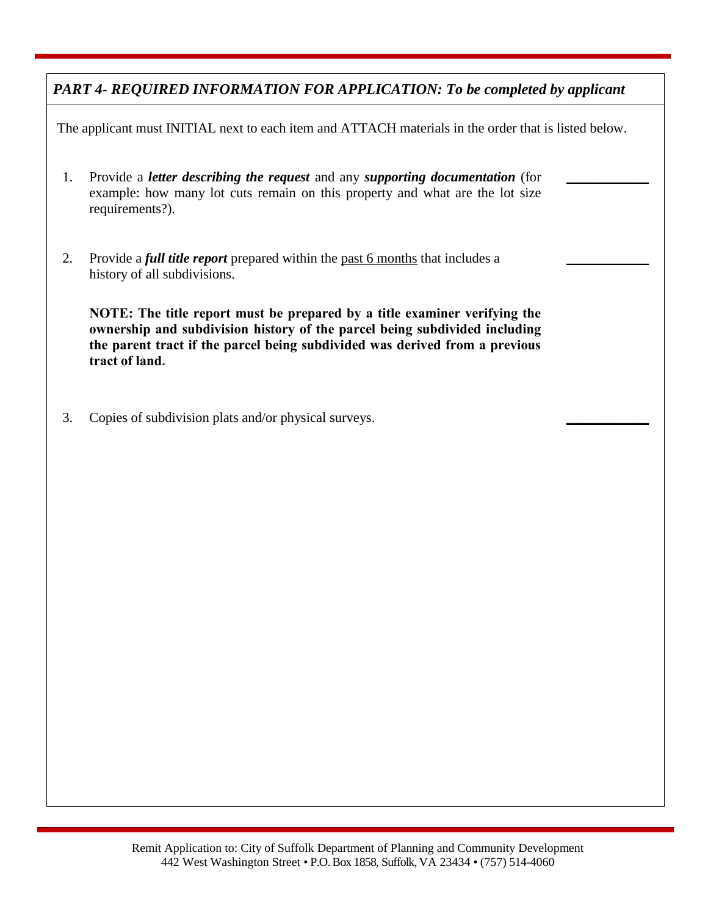## *PART 4- REQUIRED INFORMATION FOR APPLICATION: To be completed by applicant*

The applicant must INITIAL next to each item and ATTACH materials in the order that is listed below.

1. Provide a ***letter describing the request*** and any ***supporting documentation*** (for example: how many lot cuts remain on this property and what are the lot size requirements?). ____________

2. Provide a ***full title report*** prepared within the past 6 months that includes a history of all subdivisions. ____________

   **NOTE: The title report must be prepared by a title examiner verifying the ownership and subdivision history of the parcel being subdivided including the parent tract if the parcel being subdivided was derived from a previous tract of land.**

3. Copies of subdivision plats and/or physical surveys. ____________

Remit Application to: City of Suffolk Department of Planning and Community Development
442 West Washington Street • P.O. Box 1858, Suffolk, VA 23434 • (757) 514-4060